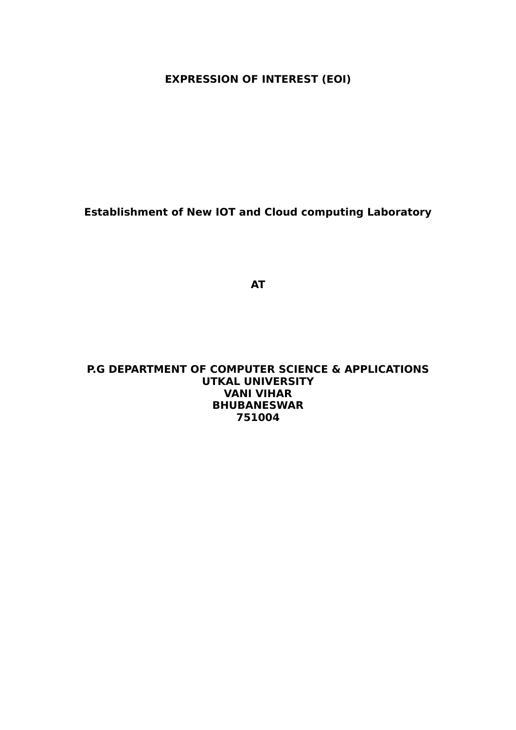# EXPRESSION OF INTEREST (EOI)

**Establishment of New IOT and Cloud computing Laboratory**

**AT**

**P.G DEPARTMENT OF COMPUTER SCIENCE & APPLICATIONS**
**UTKAL UNIVERSITY**
**VANI VIHAR**
**BHUBANESWAR**
**751004**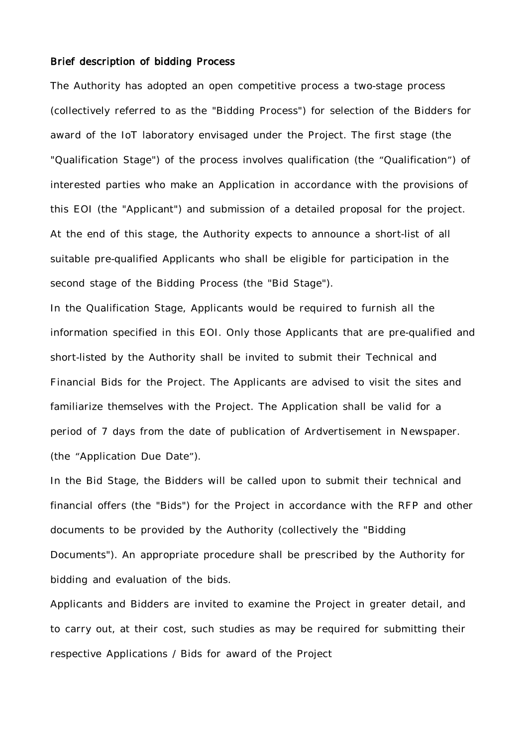**Brief description of bidding Process**

The Authority has adopted an open competitive process a two-stage process (collectively referred to as the "Bidding Process") for selection of the Bidders for award of the IoT laboratory envisaged under the Project. The first stage (the "Qualification Stage") of the process involves qualification (the "Qualification") of interested parties who make an Application in accordance with the provisions of this EOI (the "Applicant") and submission of a detailed proposal for the project. At the end of this stage, the Authority expects to announce a short-list of all suitable pre-qualified Applicants who shall be eligible for participation in the second stage of the Bidding Process (the "Bid Stage").

In the Qualification Stage, Applicants would be required to furnish all the information specified in this EOI. Only those Applicants that are pre-qualified and short-listed by the Authority shall be invited to submit their Technical and Financial Bids for the Project. The Applicants are advised to visit the sites and familiarize themselves with the Project. The Application shall be valid for a period of 7 days from the date of publication of Ardvertisement in Newspaper. (the "Application Due Date").

In the Bid Stage, the Bidders will be called upon to submit their technical and financial offers (the "Bids") for the Project in accordance with the RFP and other documents to be provided by the Authority (collectively the "Bidding Documents"). An appropriate procedure shall be prescribed by the Authority for bidding and evaluation of the bids.

Applicants and Bidders are invited to examine the Project in greater detail, and to carry out, at their cost, such studies as may be required for submitting their respective Applications / Bids for award of the Project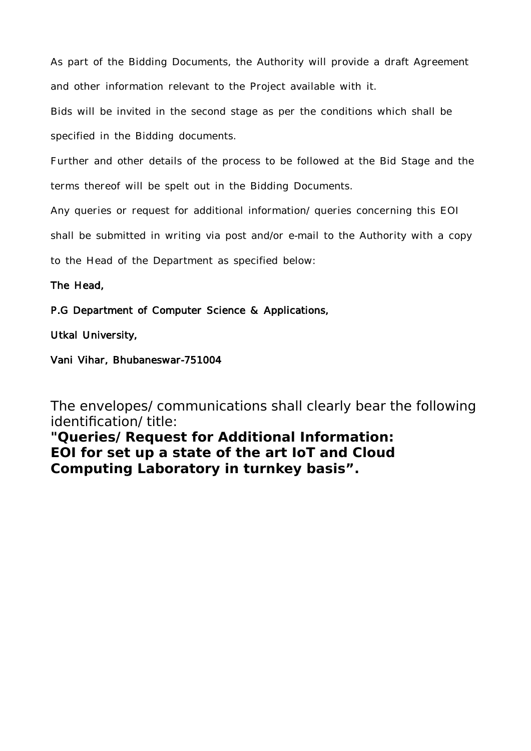As part of the Bidding Documents, the Authority will provide a draft Agreement and other information relevant to the Project available with it.

Bids will be invited in the second stage as per the conditions which shall be specified in the Bidding documents.

Further and other details of the process to be followed at the Bid Stage and the terms thereof will be spelt out in the Bidding Documents.

Any queries or request for additional information/ queries concerning this EOI shall be submitted in writing via post and/or e-mail to the Authority with a copy to the Head of the Department as specified below:

The Head,

P.G Department of Computer Science & Applications,

Utkal University,

Vani Vihar, Bhubaneswar-751004

The envelopes/ communications shall clearly bear the following identification/ title:

**"Queries/ Request for Additional Information: EOI for set up a state of the art IoT and Cloud Computing Laboratory in turnkey basis".**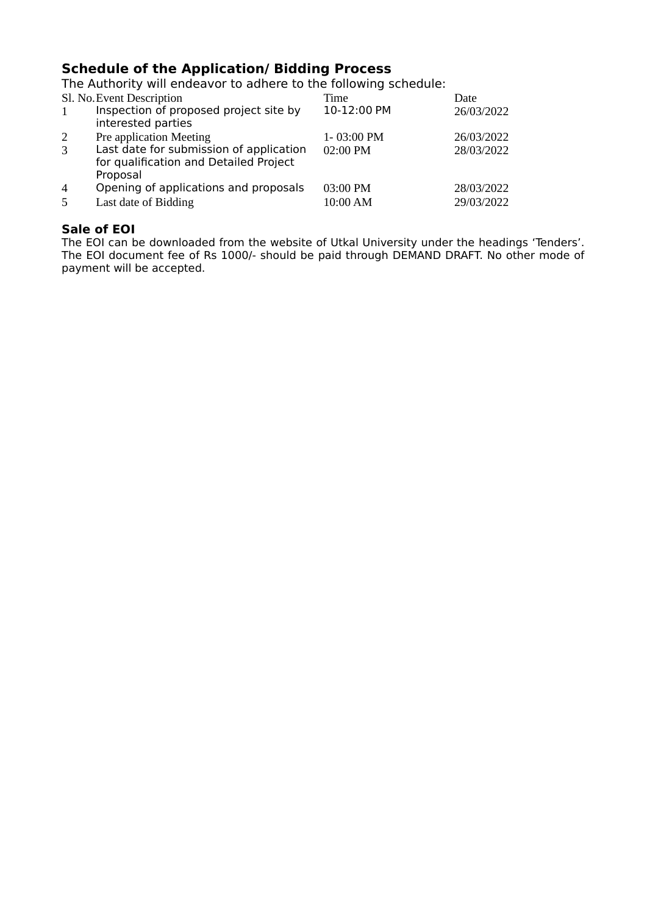## Schedule of the Application/ Bidding Process

The Authority will endeavor to adhere to the following schedule:

| Sl. No. | Event Description | Time | Date |
|---|---|---|---|
| 1 | Inspection of proposed project site by interested parties | 10-12:00 PM | 26/03/2022 |
| 2 | Pre application Meeting | 1- 03:00 PM | 26/03/2022 |
| 3 | Last date for submission of application for qualification and Detailed Project Proposal | 02:00 PM | 28/03/2022 |
| 4 | Opening of applications and proposals | 03:00 PM | 28/03/2022 |
| 5 | Last date of Bidding | 10:00 AM | 29/03/2022 |

## Sale of EOI

The EOI can be downloaded from the website of Utkal University under the headings 'Tenders'. The EOI document fee of Rs 1000/- should be paid through DEMAND DRAFT. No other mode of payment will be accepted.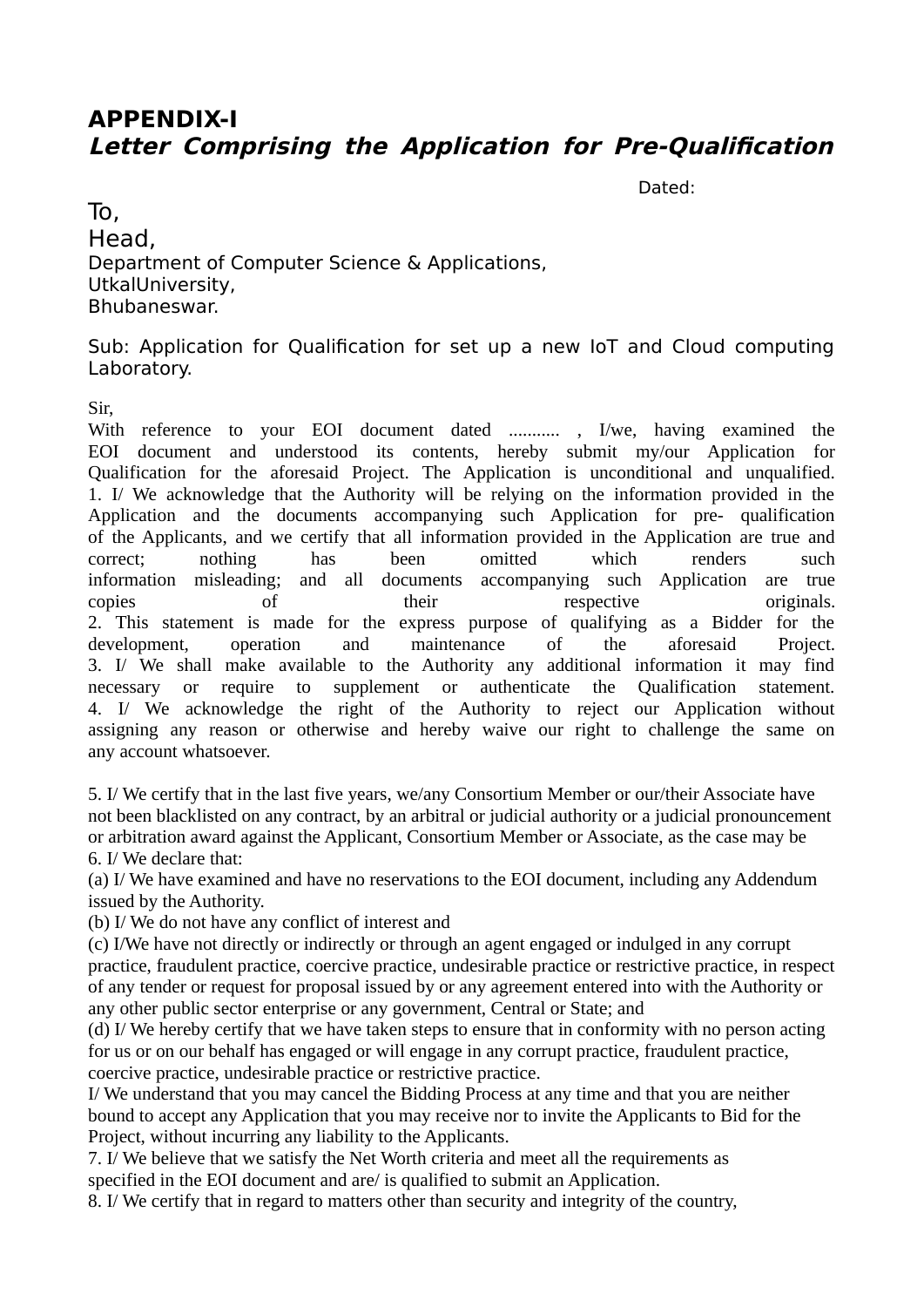## APPENDIX-I

### *Letter Comprising the Application for Pre-Qualification*

Dated:

To,
Head,
Department of Computer Science & Applications,
UtkalUniversity,
Bhubaneswar.

Sub: Application for Qualification for set up a new IoT and Cloud computing Laboratory.

Sir,
With reference to your EOI document dated ........... , I/we, having examined the EOI document and understood its contents, hereby submit my/our Application for Qualification for the aforesaid Project. The Application is unconditional and unqualified.
1. I/ We acknowledge that the Authority will be relying on the information provided in the Application and the documents accompanying such Application for pre- qualification of the Applicants, and we certify that all information provided in the Application are true and correct; nothing has been omitted which renders such information misleading; and all documents accompanying such Application are true copies of their respective originals.
2. This statement is made for the express purpose of qualifying as a Bidder for the development, operation and maintenance of the aforesaid Project.
3. I/ We shall make available to the Authority any additional information it may find necessary or require to supplement or authenticate the Qualification statement.
4. I/ We acknowledge the right of the Authority to reject our Application without assigning any reason or otherwise and hereby waive our right to challenge the same on any account whatsoever.

5. I/ We certify that in the last five years, we/any Consortium Member or our/their Associate have not been blacklisted on any contract, by an arbitral or judicial authority or a judicial pronouncement or arbitration award against the Applicant, Consortium Member or Associate, as the case may be
6. I/ We declare that:
(a) I/ We have examined and have no reservations to the EOI document, including any Addendum issued by the Authority.
(b) I/ We do not have any conflict of interest and
(c) I/We have not directly or indirectly or through an agent engaged or indulged in any corrupt practice, fraudulent practice, coercive practice, undesirable practice or restrictive practice, in respect of any tender or request for proposal issued by or any agreement entered into with the Authority or any other public sector enterprise or any government, Central or State; and
(d) I/ We hereby certify that we have taken steps to ensure that in conformity with no person acting for us or on our behalf has engaged or will engage in any corrupt practice, fraudulent practice, coercive practice, undesirable practice or restrictive practice.
I/ We understand that you may cancel the Bidding Process at any time and that you are neither bound to accept any Application that you may receive nor to invite the Applicants to Bid for the Project, without incurring any liability to the Applicants.
7. I/ We believe that we satisfy the Net Worth criteria and meet all the requirements as specified in the EOI document and are/ is qualified to submit an Application.
8. I/ We certify that in regard to matters other than security and integrity of the country,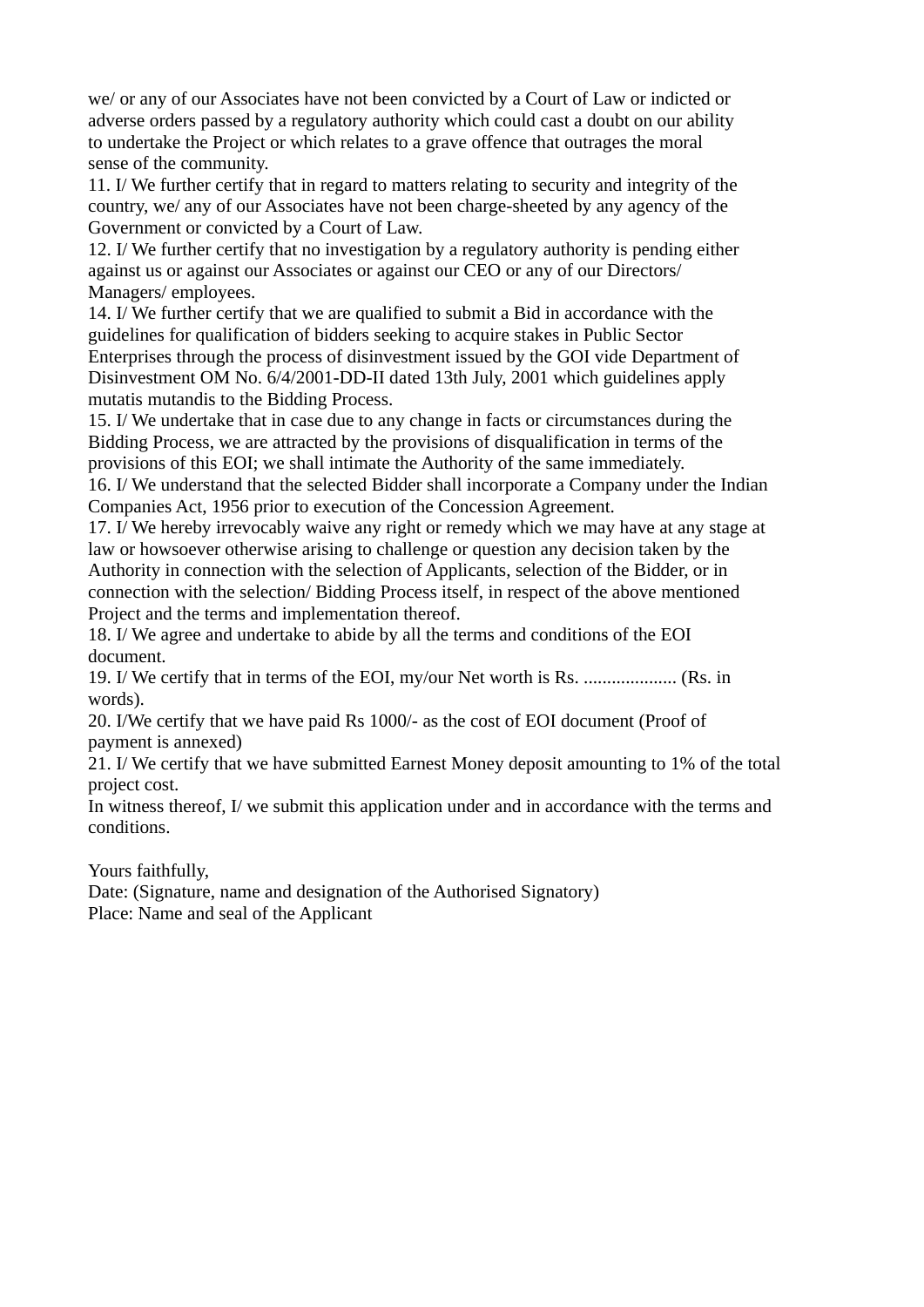we/ or any of our Associates have not been convicted by a Court of Law or indicted or adverse orders passed by a regulatory authority which could cast a doubt on our ability to undertake the Project or which relates to a grave offence that outrages the moral sense of the community.

11. I/ We further certify that in regard to matters relating to security and integrity of the country, we/ any of our Associates have not been charge-sheeted by any agency of the Government or convicted by a Court of Law.

12. I/ We further certify that no investigation by a regulatory authority is pending either against us or against our Associates or against our CEO or any of our Directors/ Managers/ employees.

14. I/ We further certify that we are qualified to submit a Bid in accordance with the guidelines for qualification of bidders seeking to acquire stakes in Public Sector Enterprises through the process of disinvestment issued by the GOI vide Department of Disinvestment OM No. 6/4/2001-DD-II dated 13th July, 2001 which guidelines apply mutatis mutandis to the Bidding Process.

15. I/ We undertake that in case due to any change in facts or circumstances during the Bidding Process, we are attracted by the provisions of disqualification in terms of the provisions of this EOI; we shall intimate the Authority of the same immediately.

16. I/ We understand that the selected Bidder shall incorporate a Company under the Indian Companies Act, 1956 prior to execution of the Concession Agreement.

17. I/ We hereby irrevocably waive any right or remedy which we may have at any stage at law or howsoever otherwise arising to challenge or question any decision taken by the Authority in connection with the selection of Applicants, selection of the Bidder, or in connection with the selection/ Bidding Process itself, in respect of the above mentioned Project and the terms and implementation thereof.

18. I/ We agree and undertake to abide by all the terms and conditions of the EOI document.

19. I/ We certify that in terms of the EOI, my/our Net worth is Rs. .................... (Rs. in words).

20. I/We certify that we have paid Rs 1000/- as the cost of EOI document (Proof of payment is annexed)

21. I/ We certify that we have submitted Earnest Money deposit amounting to 1% of the total project cost.

In witness thereof, I/ we submit this application under and in accordance with the terms and conditions.

Yours faithfully,

Date: (Signature, name and designation of the Authorised Signatory)

Place: Name and seal of the Applicant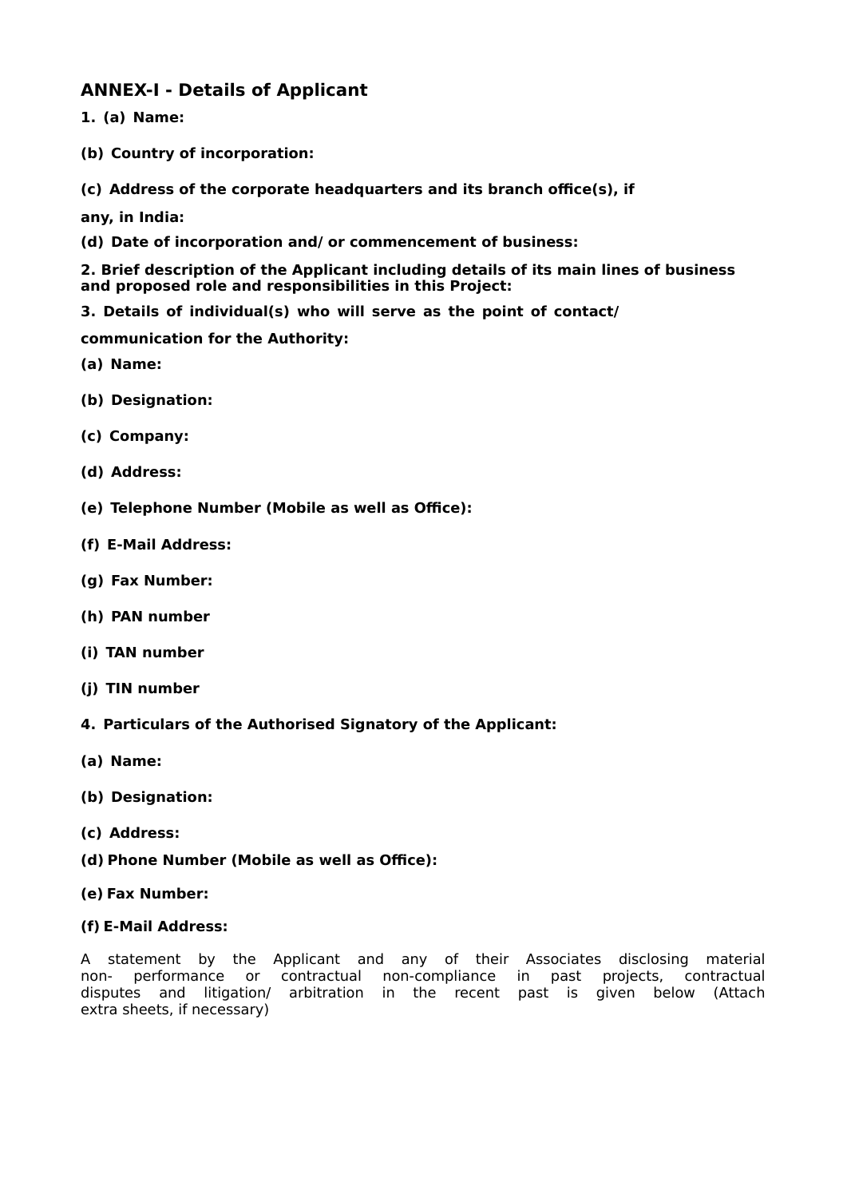## ANNEX-I - Details of Applicant

**1. (a) Name:**

**(b) Country of incorporation:**

**(c) Address of the corporate headquarters and its branch office(s), if any, in India:**

**(d) Date of incorporation and/ or commencement of business:**

**2. Brief description of the Applicant including details of its main lines of business and proposed role and responsibilities in this Project:**

**3. Details of individual(s) who will serve as the point of contact/ communication for the Authority:**

**(a) Name:**

**(b) Designation:**

**(c) Company:**

**(d) Address:**

**(e) Telephone Number (Mobile as well as Office):**

**(f) E-Mail Address:**

**(g) Fax Number:**

**(h) PAN number**

**(i) TAN number**

**(j) TIN number**

**4. Particulars of the Authorised Signatory of the Applicant:**

**(a) Name:**

**(b) Designation:**

**(c) Address:**

**(d) Phone Number (Mobile as well as Office):**

**(e) Fax Number:**

**(f) E-Mail Address:**

A statement by the Applicant and any of their Associates disclosing material non- performance or contractual non-compliance in past projects, contractual disputes and litigation/ arbitration in the recent past is given below (Attach extra sheets, if necessary)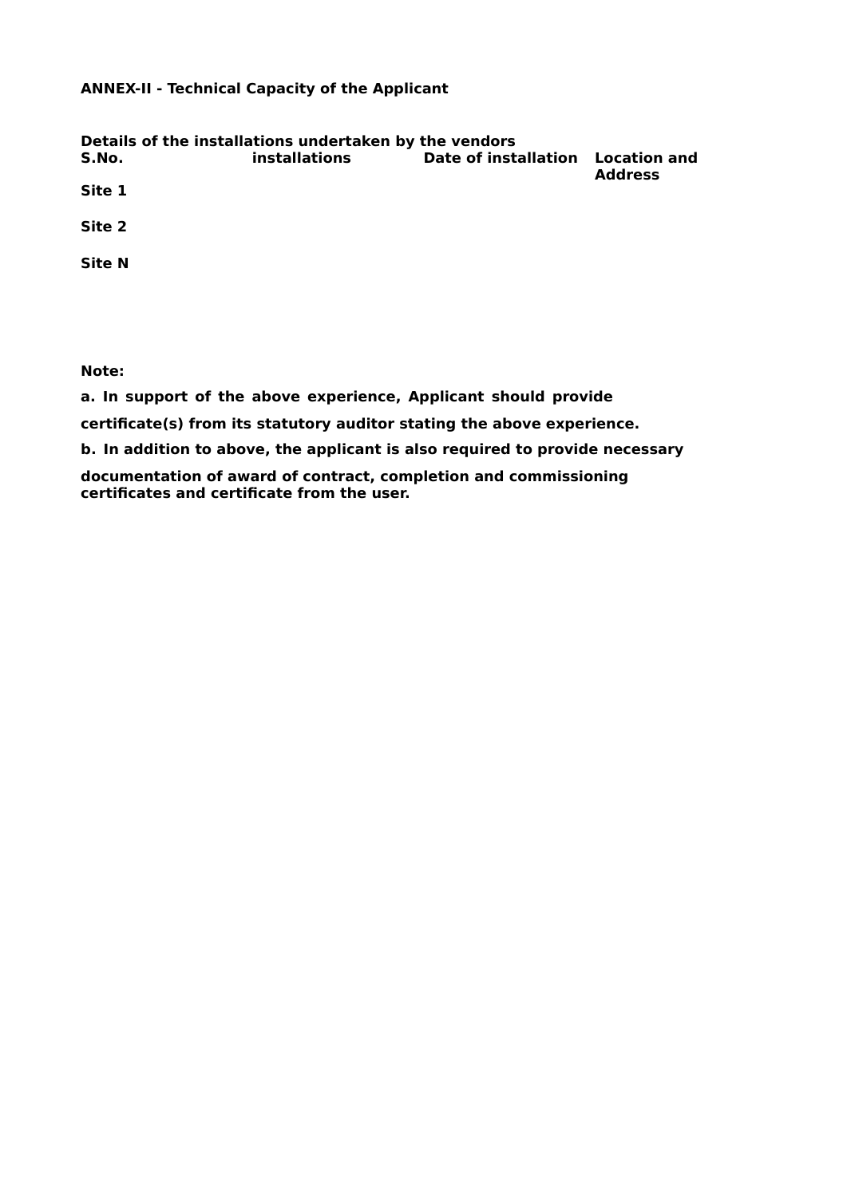**ANNEX-II - Technical Capacity of the Applicant**

**Details of the installations undertaken by the vendors**

| S.No. | installations | Date of installation | Location and Address |
|---|---|---|---|
| Site 1 | | | |
| Site 2 | | | |
| Site N | | | |

**Note:**

**a. In support of the above experience, Applicant should provide certificate(s) from its statutory auditor stating the above experience.**

**b. In addition to above, the applicant is also required to provide necessary documentation of award of contract, completion and commissioning certificates and certificate from the user.**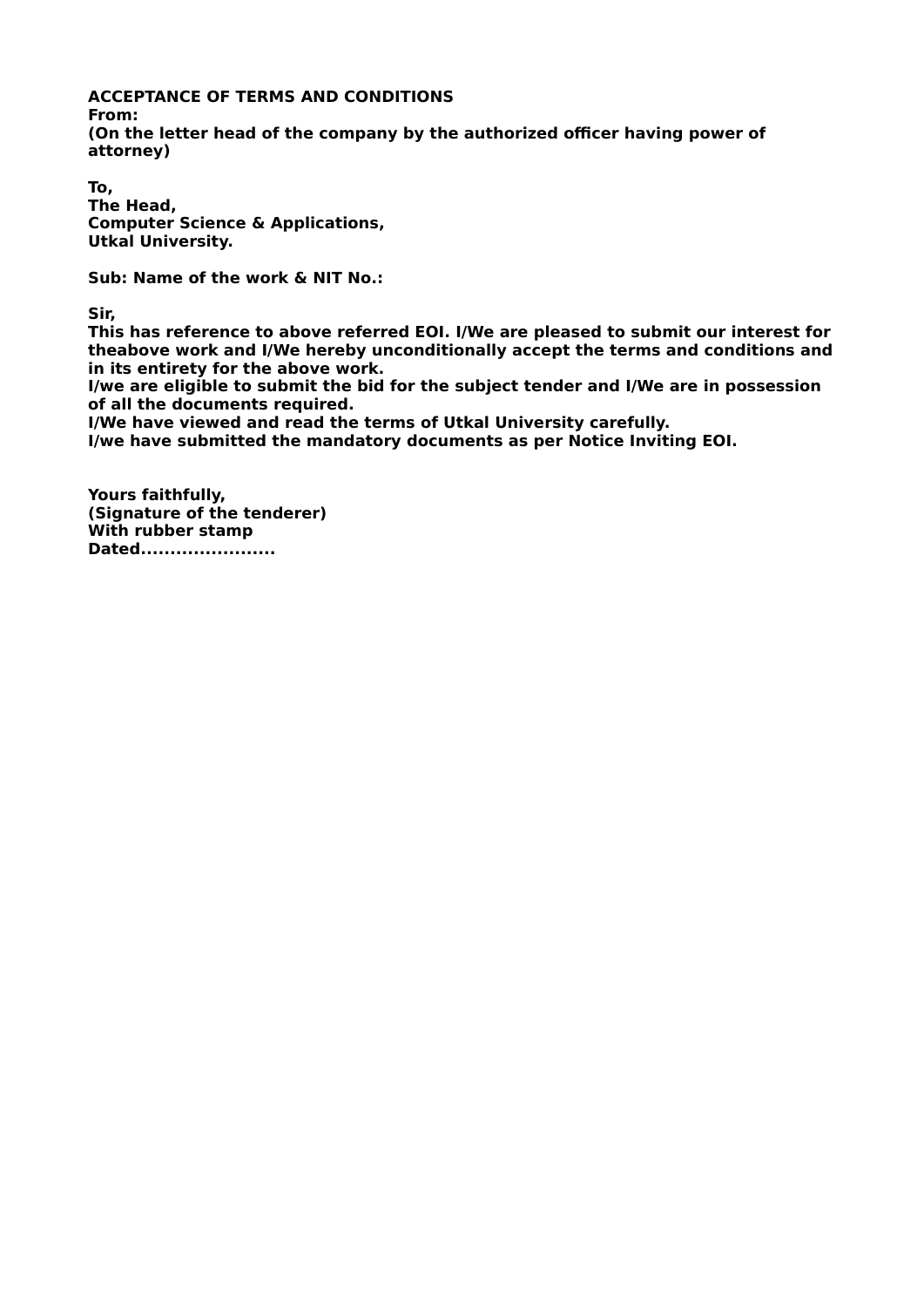**ACCEPTANCE OF TERMS AND CONDITIONS**
**From:**
**(On the letter head of the company by the authorized officer having power of attorney)**

**To,**
**The Head,**
**Computer Science & Applications,**
**Utkal University.**

**Sub: Name of the work & NIT No.:**

**Sir,**
**This has reference to above referred EOI. I/We are pleased to submit our interest for theabove work and I/We hereby unconditionally accept the terms and conditions and in its entirety for the above work.**
**I/we are eligible to submit the bid for the subject tender and I/We are in possession of all the documents required.**
**I/We have viewed and read the terms of Utkal University carefully.**
**I/we have submitted the mandatory documents as per Notice Inviting EOI.**

**Yours faithfully,**
**(Signature of the tenderer)**
**With rubber stamp**
**Dated......................**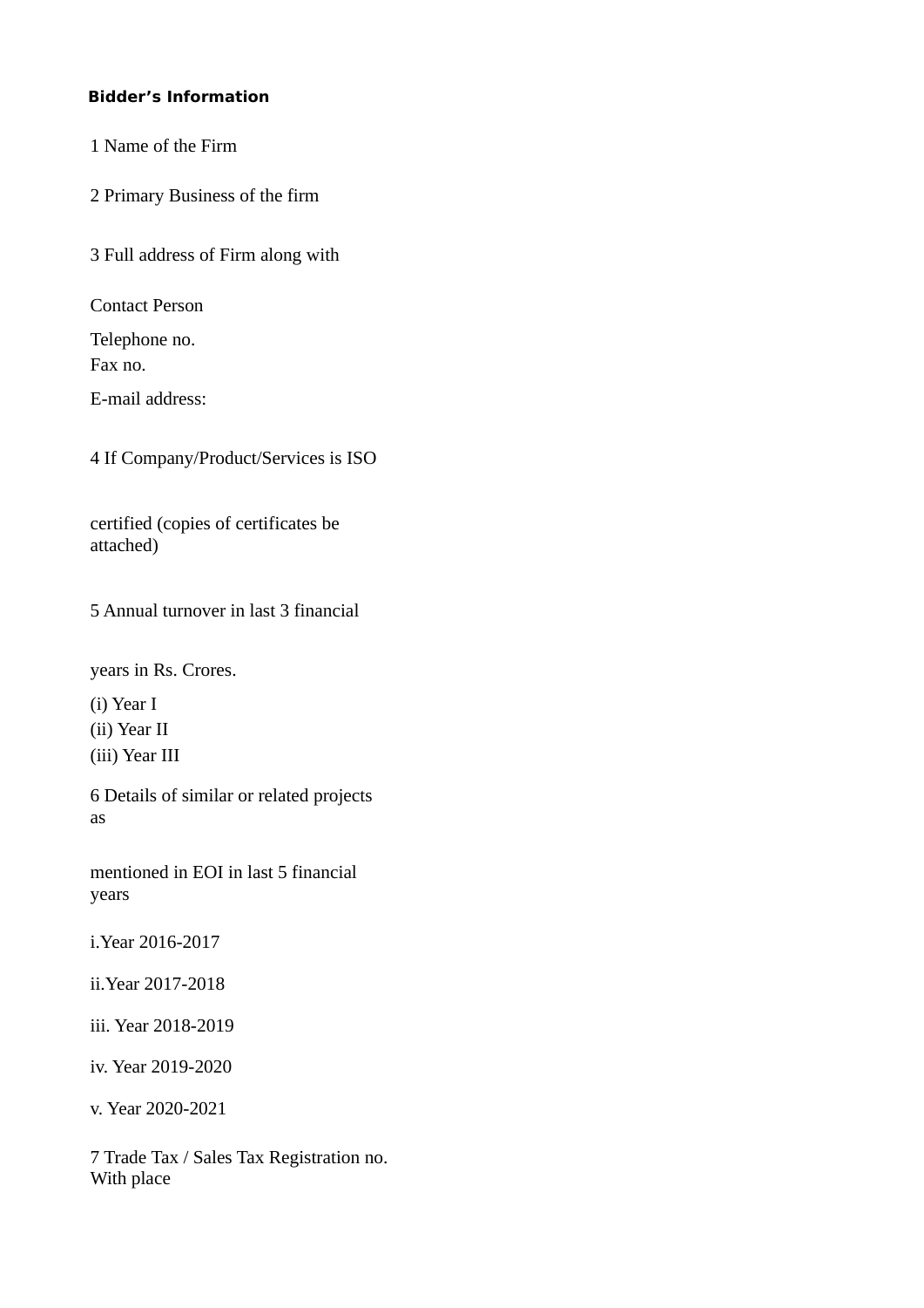**Bidder's Information**

1 Name of the Firm

2 Primary Business of the firm

3 Full address of Firm along with

Contact Person

Telephone no.
Fax no.

E-mail address:

4 If Company/Product/Services is ISO

certified (copies of certificates be attached)

5 Annual turnover in last 3 financial

years in Rs. Crores.

(i) Year I
(ii) Year II
(iii) Year III

6 Details of similar or related projects as

mentioned in EOI in last 5 financial years

i.Year 2016-2017

ii.Year 2017-2018

iii. Year 2018-2019

iv. Year 2019-2020

v. Year 2020-2021

7 Trade Tax / Sales Tax Registration no. With place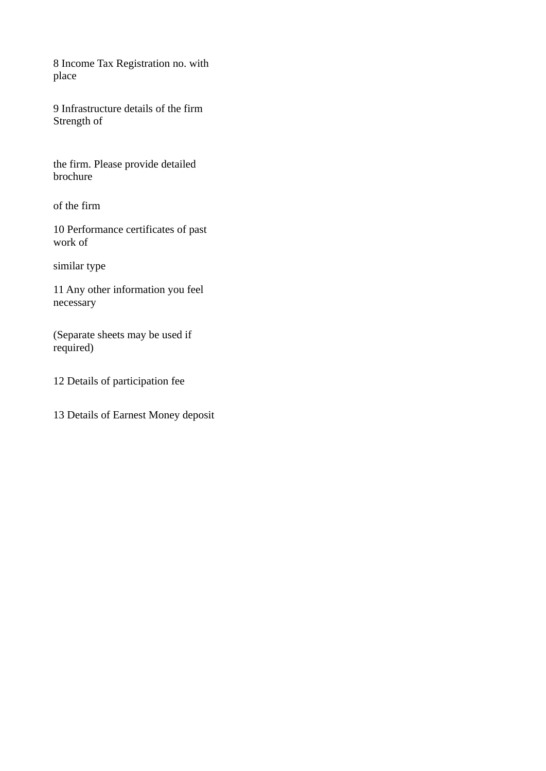8 Income Tax Registration no. with place

9 Infrastructure details of the firm Strength of

the firm. Please provide detailed brochure

of the firm

10 Performance certificates of past work of

similar type

11 Any other information you feel necessary

(Separate sheets may be used if required)

12 Details of participation fee

13 Details of Earnest Money deposit